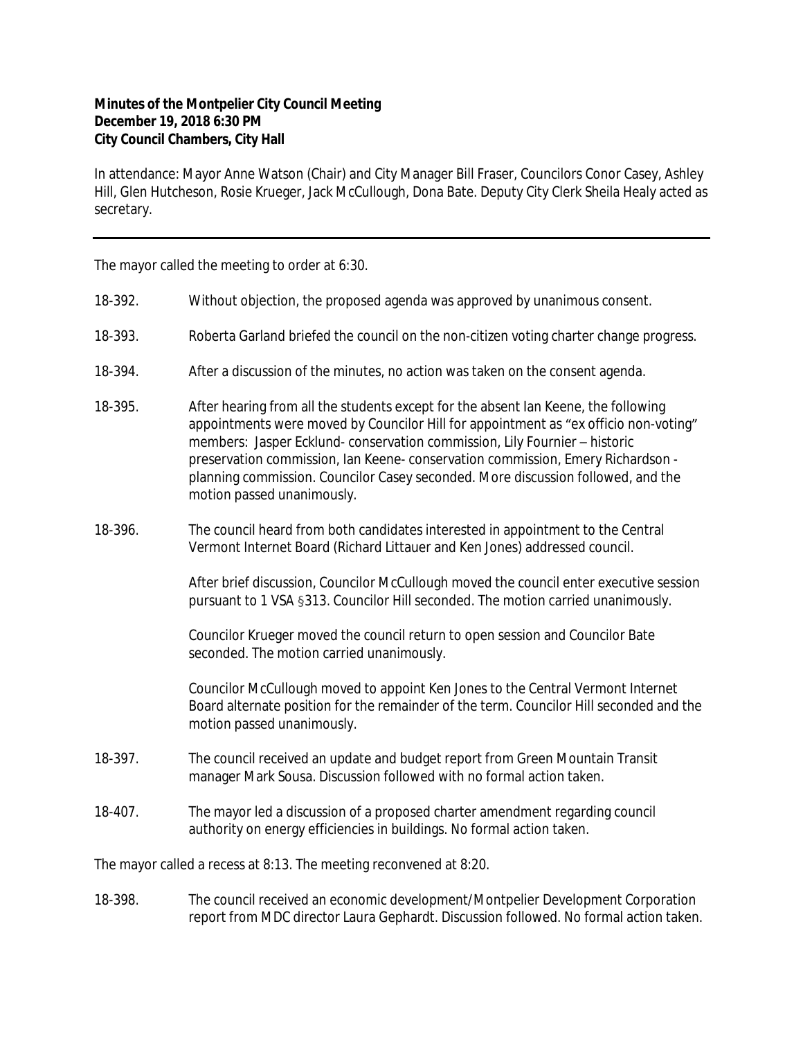**Minutes of the Montpelier City Council Meeting**
**December 19, 2018 6:30 PM**
**City Council Chambers, City Hall**

In attendance: Mayor Anne Watson (Chair) and City Manager Bill Fraser, Councilors Conor Casey, Ashley Hill, Glen Hutcheson, Rosie Krueger, Jack McCullough, Dona Bate. Deputy City Clerk Sheila Healy acted as secretary.

---

The mayor called the meeting to order at 6:30.

18-392. Without objection, the proposed agenda was approved by unanimous consent.

18-393. Roberta Garland briefed the council on the non-citizen voting charter change progress.

18-394. After a discussion of the minutes, no action was taken on the consent agenda.

18-395. After hearing from all the students except for the absent Ian Keene, the following appointments were moved by Councilor Hill for appointment as "ex officio non-voting" members: Jasper Ecklund- conservation commission, Lily Fournier – historic preservation commission, Ian Keene- conservation commission, Emery Richardson - planning commission. Councilor Casey seconded. More discussion followed, and the motion passed unanimously.

18-396. The council heard from both candidates interested in appointment to the Central Vermont Internet Board (Richard Littauer and Ken Jones) addressed council.

After brief discussion, Councilor McCullough moved the council enter executive session pursuant to 1 VSA §313. Councilor Hill seconded. The motion carried unanimously.

Councilor Krueger moved the council return to open session and Councilor Bate seconded. The motion carried unanimously.

Councilor McCullough moved to appoint Ken Jones to the Central Vermont Internet Board alternate position for the remainder of the term. Councilor Hill seconded and the motion passed unanimously.

18-397. The council received an update and budget report from Green Mountain Transit manager Mark Sousa. Discussion followed with no formal action taken.

18-407. The mayor led a discussion of a proposed charter amendment regarding council authority on energy efficiencies in buildings. No formal action taken.

The mayor called a recess at 8:13. The meeting reconvened at 8:20.

18-398. The council received an economic development/Montpelier Development Corporation report from MDC director Laura Gephardt. Discussion followed. No formal action taken.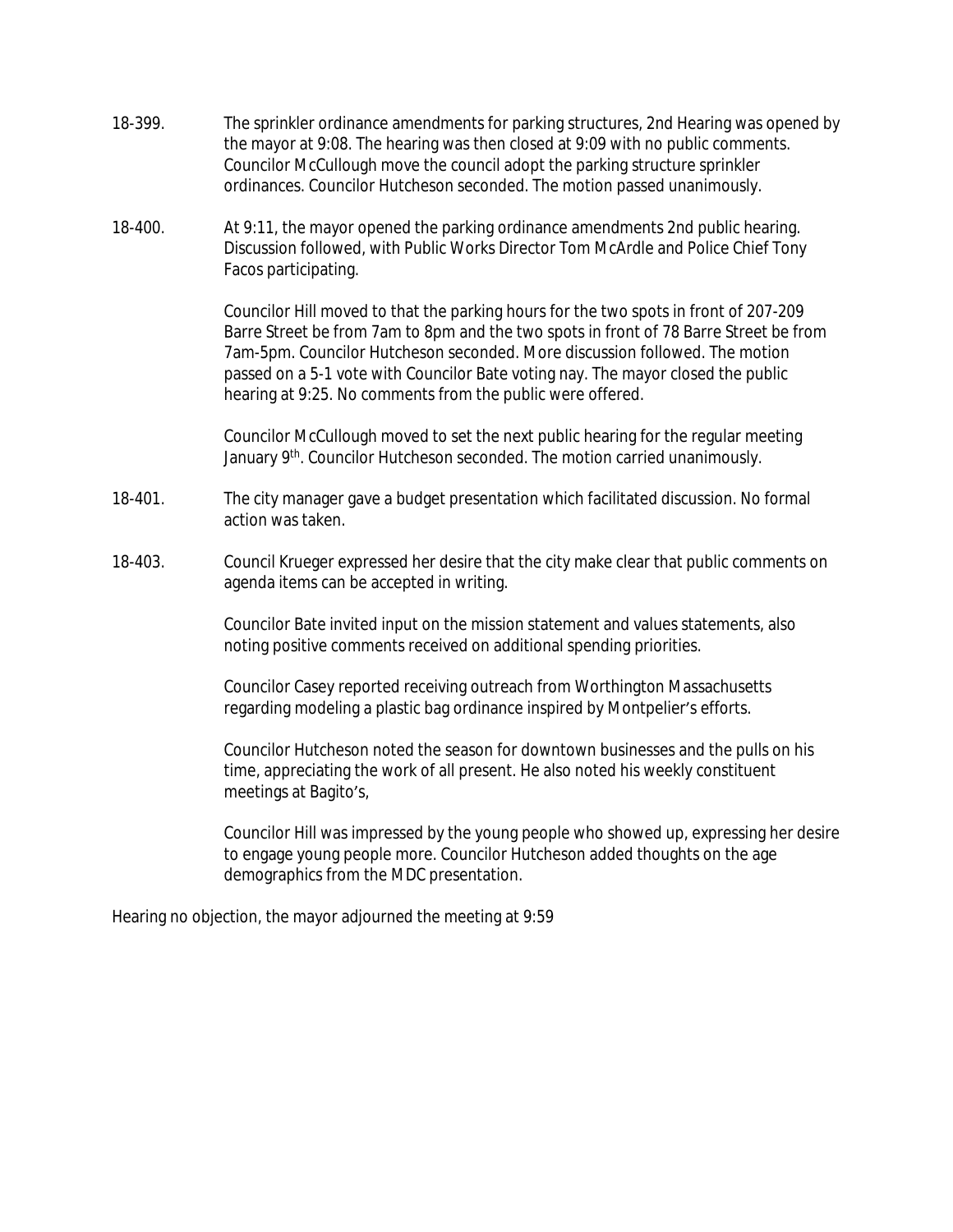18-399. The sprinkler ordinance amendments for parking structures, 2nd Hearing was opened by the mayor at 9:08. The hearing was then closed at 9:09 with no public comments. Councilor McCullough move the council adopt the parking structure sprinkler ordinances. Councilor Hutcheson seconded. The motion passed unanimously.

18-400. At 9:11, the mayor opened the parking ordinance amendments 2nd public hearing. Discussion followed, with Public Works Director Tom McArdle and Police Chief Tony Facos participating.

Councilor Hill moved to that the parking hours for the two spots in front of 207-209 Barre Street be from 7am to 8pm and the two spots in front of 78 Barre Street be from 7am-5pm. Councilor Hutcheson seconded. More discussion followed. The motion passed on a 5-1 vote with Councilor Bate voting nay. The mayor closed the public hearing at 9:25. No comments from the public were offered.

Councilor McCullough moved to set the next public hearing for the regular meeting January 9th. Councilor Hutcheson seconded. The motion carried unanimously.

18-401. The city manager gave a budget presentation which facilitated discussion. No formal action was taken.

18-403. Council Krueger expressed her desire that the city make clear that public comments on agenda items can be accepted in writing.

Councilor Bate invited input on the mission statement and values statements, also noting positive comments received on additional spending priorities.

Councilor Casey reported receiving outreach from Worthington Massachusetts regarding modeling a plastic bag ordinance inspired by Montpelier's efforts.

Councilor Hutcheson noted the season for downtown businesses and the pulls on his time, appreciating the work of all present. He also noted his weekly constituent meetings at Bagito's,

Councilor Hill was impressed by the young people who showed up, expressing her desire to engage young people more. Councilor Hutcheson added thoughts on the age demographics from the MDC presentation.

Hearing no objection, the mayor adjourned the meeting at 9:59